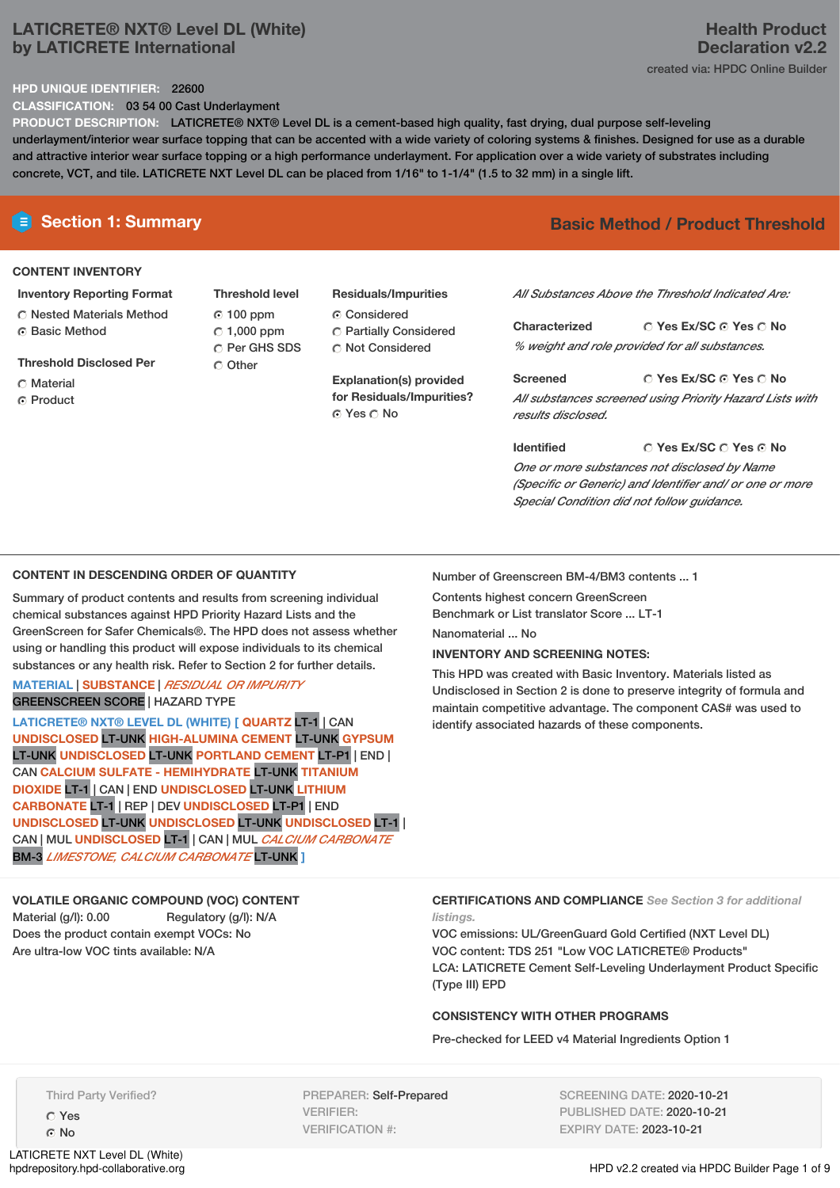# LATICRETE® NXT® Level DL (White)
## by LATICRETE International

**Health Product Declaration v2.2**

created via: HPDC Online Builder

**HPD UNIQUE IDENTIFIER:** 22600

**CLASSIFICATION:** 03 54 00 Cast Underlayment

**PRODUCT DESCRIPTION:** LATICRETE® NXT® Level DL is a cement-based high quality, fast drying, dual purpose self-leveling underlayment/interior wear surface topping that can be accented with a wide variety of coloring systems & finishes. Designed for use as a durable and attractive interior wear surface topping or a high performance underlayment. For application over a wide variety of substrates including concrete, VCT, and tile. LATICRETE NXT Level DL can be placed from 1/16" to 1-1/4" (1.5 to 32 mm) in a single lift.

## Section 1: Summary

**Basic Method / Product Threshold**

### CONTENT INVENTORY

**Inventory Reporting Format**
- ○ Nested Materials Method
- ● Basic Method

**Threshold Disclosed Per**
- ○ Material
- ● Product

**Threshold level**
- ● 100 ppm
- ○ 1,000 ppm
- ○ Per GHS SDS
- ○ Other

**Residuals/Impurities**
- ● Considered
- ○ Partially Considered
- ○ Not Considered

**Explanation(s) provided for Residuals/Impurities?**
● Yes ○ No

*All Substances Above the Threshold Indicated Are:*

**Characterized** ○ Yes Ex/SC ● Yes ○ No
*% weight and role provided for all substances.*

**Screened** ○ Yes Ex/SC ● Yes ○ No
*All substances screened using Priority Hazard Lists with results disclosed.*

**Identified** ○ Yes Ex/SC ○ Yes ● No
*One or more substances not disclosed by Name (Specific or Generic) and Identifier and/ or one or more Special Condition did not follow guidance.*

### CONTENT IN DESCENDING ORDER OF QUANTITY

Summary of product contents and results from screening individual chemical substances against HPD Priority Hazard Lists and the GreenScreen for Safer Chemicals®. The HPD does not assess whether using or handling this product will expose individuals to its chemical substances or any health risk. Refer to Section 2 for further details.

MATERIAL | SUBSTANCE | *RESIDUAL OR IMPURITY*
GREENSCREEN SCORE | HAZARD TYPE

LATICRETE® NXT® LEVEL DL (WHITE) [ QUARTZ LT-1 | CAN UNDISCLOSED LT-UNK HIGH-ALUMINA CEMENT LT-UNK GYPSUM LT-UNK UNDISCLOSED LT-UNK PORTLAND CEMENT LT-P1 | END | CAN CALCIUM SULFATE - HEMIHYDRATE LT-UNK TITANIUM DIOXIDE LT-1 | CAN | END UNDISCLOSED LT-UNK LITHIUM CARBONATE LT-1 | REP | DEV UNDISCLOSED LT-P1 | END UNDISCLOSED LT-UNK UNDISCLOSED LT-UNK UNDISCLOSED LT-1 | CAN | MUL UNDISCLOSED LT-1 | CAN | MUL *CALCIUM CARBONATE* BM-3 *LIMESTONE; CALCIUM CARBONATE* LT-UNK ]

Number of Greenscreen BM-4/BM3 contents ... 1

Contents highest concern GreenScreen Benchmark or List translator Score ... LT-1

Nanomaterial ... No

**INVENTORY AND SCREENING NOTES:**

This HPD was created with Basic Inventory. Materials listed as Undisclosed in Section 2 is done to preserve integrity of formula and maintain competitive advantage. The component CAS# was used to identify associated hazards of these components.

### VOLATILE ORGANIC COMPOUND (VOC) CONTENT

Material (g/l): 0.00 Regulatory (g/l): N/A

Does the product contain exempt VOCs: No

Are ultra-low VOC tints available: N/A

### CERTIFICATIONS AND COMPLIANCE *See Section 3 for additional listings.*

VOC emissions: UL/GreenGuard Gold Certified (NXT Level DL)

VOC content: TDS 251 "Low VOC LATICRETE® Products"

LCA: LATICRETE Cement Self-Leveling Underlayment Product Specific (Type III) EPD

### CONSISTENCY WITH OTHER PROGRAMS

Pre-checked for LEED v4 Material Ingredients Option 1

Third Party Verified?
- ○ Yes
- ● No

PREPARER: Self-Prepared
VERIFIER:
VERIFICATION #:

SCREENING DATE: 2020-10-21
PUBLISHED DATE: 2020-10-21
EXPIRY DATE: 2023-10-21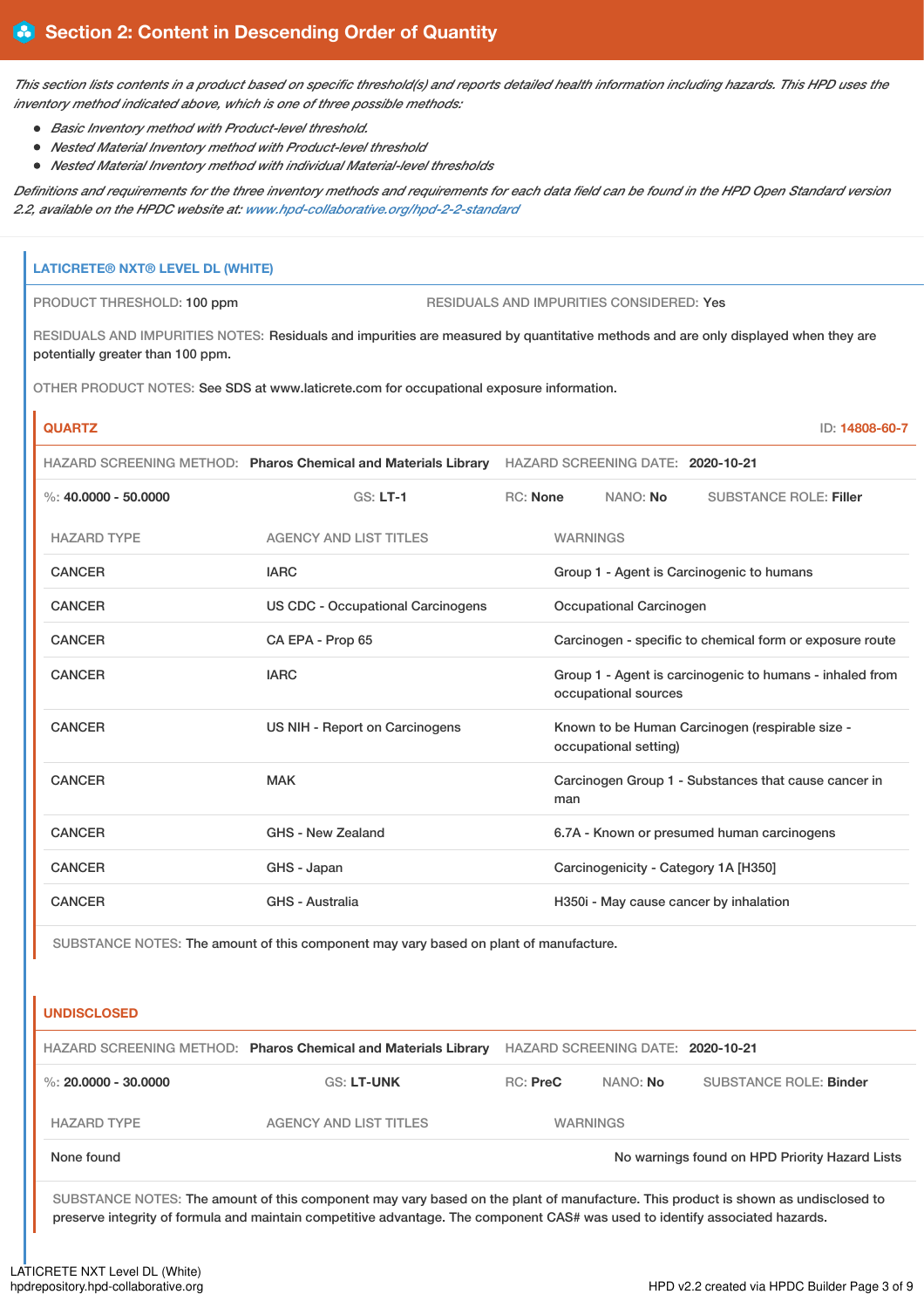## Section 2: Content in Descending Order of Quantity

*This section lists contents in a product based on specific threshold(s) and reports detailed health information including hazards. This HPD uses the inventory method indicated above, which is one of three possible methods:*

- *Basic Inventory method with Product-level threshold.*
- *Nested Material Inventory method with Product-level threshold*
- *Nested Material Inventory method with individual Material-level thresholds*

*Definitions and requirements for the three inventory methods and requirements for each data field can be found in the HPD Open Standard version 2.2, available on the HPDC website at: www.hpd-collaborative.org/hpd-2-2-standard*

### LATICRETE® NXT® LEVEL DL (WHITE)

PRODUCT THRESHOLD: 100 ppm

RESIDUALS AND IMPURITIES CONSIDERED: Yes

RESIDUALS AND IMPURITIES NOTES: Residuals and impurities are measured by quantitative methods and are only displayed when they are potentially greater than 100 ppm.

OTHER PRODUCT NOTES: See SDS at www.laticrete.com for occupational exposure information.

#### QUARTZ

ID: 14808-60-7

HAZARD SCREENING METHOD: **Pharos Chemical and Materials Library** HAZARD SCREENING DATE: **2020-10-21**

%: **40.0000 - 50.0000** GS: **LT-1** RC: **None** NANO: **No** SUBSTANCE ROLE: **Filler**

| HAZARD TYPE | AGENCY AND LIST TITLES | WARNINGS |
|---|---|---|
| CANCER | IARC | Group 1 - Agent is Carcinogenic to humans |
| CANCER | US CDC - Occupational Carcinogens | Occupational Carcinogen |
| CANCER | CA EPA - Prop 65 | Carcinogen - specific to chemical form or exposure route |
| CANCER | IARC | Group 1 - Agent is carcinogenic to humans - inhaled from occupational sources |
| CANCER | US NIH - Report on Carcinogens | Known to be Human Carcinogen (respirable size - occupational setting) |
| CANCER | MAK | Carcinogen Group 1 - Substances that cause cancer in man |
| CANCER | GHS - New Zealand | 6.7A - Known or presumed human carcinogens |
| CANCER | GHS - Japan | Carcinogenicity - Category 1A [H350] |
| CANCER | GHS - Australia | H350i - May cause cancer by inhalation |

SUBSTANCE NOTES: The amount of this component may vary based on plant of manufacture.

#### UNDISCLOSED

HAZARD SCREENING METHOD: **Pharos Chemical and Materials Library** HAZARD SCREENING DATE: **2020-10-21**

%: **20.0000 - 30.0000** GS: **LT-UNK** RC: **PreC** NANO: **No** SUBSTANCE ROLE: **Binder**

| HAZARD TYPE | AGENCY AND LIST TITLES | WARNINGS |
|---|---|---|
| None found | | No warnings found on HPD Priority Hazard Lists |

SUBSTANCE NOTES: The amount of this component may vary based on the plant of manufacture. This product is shown as undisclosed to preserve integrity of formula and maintain competitive advantage. The component CAS# was used to identify associated hazards.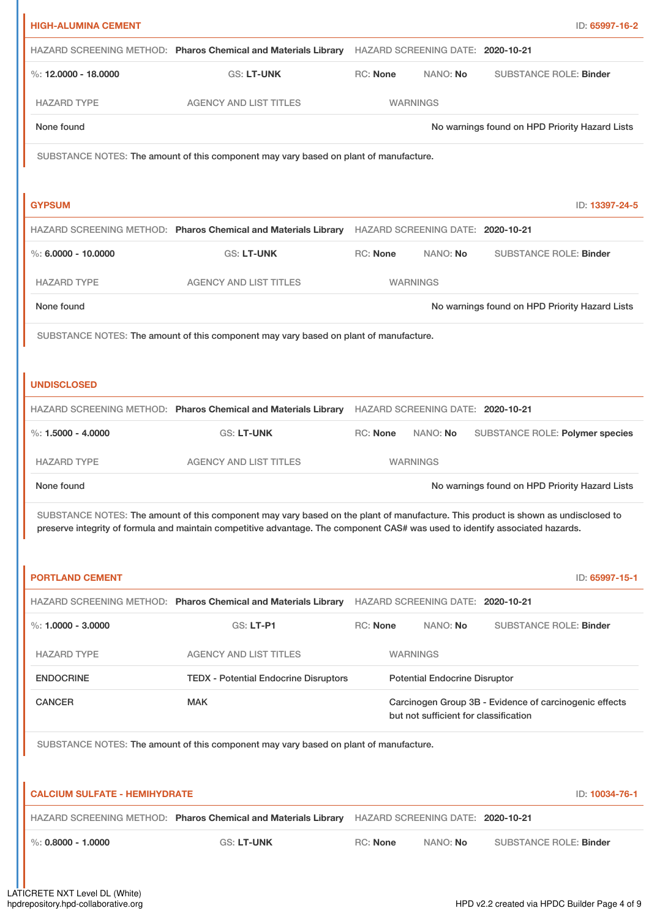## HIGH-ALUMINA CEMENT

ID: 65997-16-2

HAZARD SCREENING METHOD: **Pharos Chemical and Materials Library** HAZARD SCREENING DATE: **2020-10-21**

%: **12.0000 - 18.0000** GS: **LT-UNK** RC: **None** NANO: **No** SUBSTANCE ROLE: **Binder**

| HAZARD TYPE | AGENCY AND LIST TITLES | WARNINGS |
|---|---|---|
| None found | | No warnings found on HPD Priority Hazard Lists |

SUBSTANCE NOTES: The amount of this component may vary based on plant of manufacture.

## GYPSUM

ID: 13397-24-5

HAZARD SCREENING METHOD: **Pharos Chemical and Materials Library** HAZARD SCREENING DATE: **2020-10-21**

%: **6.0000 - 10.0000** GS: **LT-UNK** RC: **None** NANO: **No** SUBSTANCE ROLE: **Binder**

| HAZARD TYPE | AGENCY AND LIST TITLES | WARNINGS |
|---|---|---|
| None found | | No warnings found on HPD Priority Hazard Lists |

SUBSTANCE NOTES: The amount of this component may vary based on plant of manufacture.

## UNDISCLOSED

HAZARD SCREENING METHOD: **Pharos Chemical and Materials Library** HAZARD SCREENING DATE: **2020-10-21**

%: **1.5000 - 4.0000** GS: **LT-UNK** RC: **None** NANO: **No** SUBSTANCE ROLE: **Polymer species**

| HAZARD TYPE | AGENCY AND LIST TITLES | WARNINGS |
|---|---|---|
| None found | | No warnings found on HPD Priority Hazard Lists |

SUBSTANCE NOTES: The amount of this component may vary based on the plant of manufacture. This product is shown as undisclosed to preserve integrity of formula and maintain competitive advantage. The component CAS# was used to identify associated hazards.

## PORTLAND CEMENT

ID: 65997-15-1

HAZARD SCREENING METHOD: **Pharos Chemical and Materials Library** HAZARD SCREENING DATE: **2020-10-21**

%: **1.0000 - 3.0000** GS: **LT-P1** RC: **None** NANO: **No** SUBSTANCE ROLE: **Binder**

| HAZARD TYPE | AGENCY AND LIST TITLES | WARNINGS |
|---|---|---|
| ENDOCRINE | TEDX - Potential Endocrine Disruptors | Potential Endocrine Disruptor |
| CANCER | MAK | Carcinogen Group 3B - Evidence of carcinogenic effects but not sufficient for classification |

SUBSTANCE NOTES: The amount of this component may vary based on plant of manufacture.

## CALCIUM SULFATE - HEMIHYDRATE

ID: 10034-76-1

HAZARD SCREENING METHOD: **Pharos Chemical and Materials Library** HAZARD SCREENING DATE: **2020-10-21**

%: **0.8000 - 1.0000** GS: **LT-UNK** RC: **None** NANO: **No** SUBSTANCE ROLE: **Binder**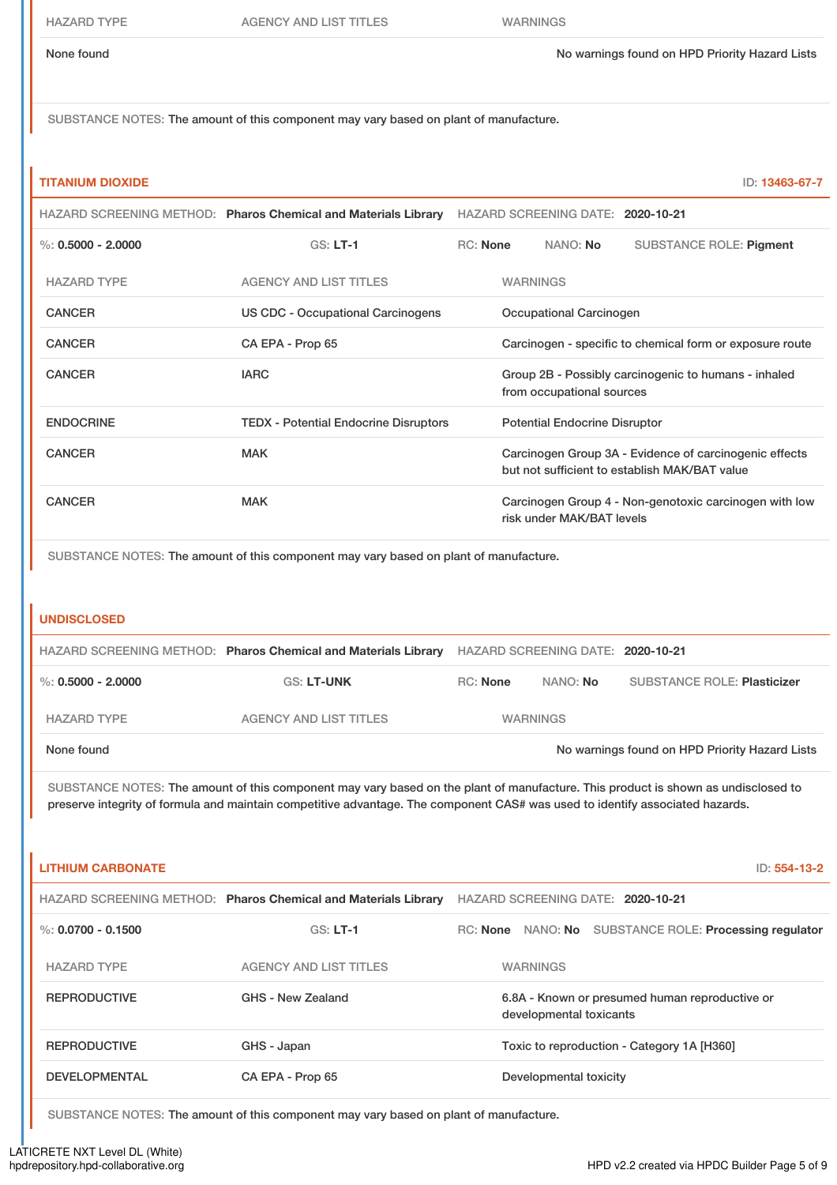| HAZARD TYPE | AGENCY AND LIST TITLES | WARNINGS |
|---|---|---|
| None found | | No warnings found on HPD Priority Hazard Lists |

SUBSTANCE NOTES: The amount of this component may vary based on plant of manufacture.

## TITANIUM DIOXIDE

ID: 13463-67-7

HAZARD SCREENING METHOD: **Pharos Chemical and Materials Library** HAZARD SCREENING DATE: **2020-10-21**

%: **0.5000 - 2.0000** GS: **LT-1** RC: **None** NANO: **No** SUBSTANCE ROLE: **Pigment**

| HAZARD TYPE | AGENCY AND LIST TITLES | WARNINGS |
|---|---|---|
| CANCER | US CDC - Occupational Carcinogens | Occupational Carcinogen |
| CANCER | CA EPA - Prop 65 | Carcinogen - specific to chemical form or exposure route |
| CANCER | IARC | Group 2B - Possibly carcinogenic to humans - inhaled from occupational sources |
| ENDOCRINE | TEDX - Potential Endocrine Disruptors | Potential Endocrine Disruptor |
| CANCER | MAK | Carcinogen Group 3A - Evidence of carcinogenic effects but not sufficient to establish MAK/BAT value |
| CANCER | MAK | Carcinogen Group 4 - Non-genotoxic carcinogen with low risk under MAK/BAT levels |

SUBSTANCE NOTES: The amount of this component may vary based on plant of manufacture.

## UNDISCLOSED

HAZARD SCREENING METHOD: **Pharos Chemical and Materials Library** HAZARD SCREENING DATE: **2020-10-21**

%: **0.5000 - 2.0000** GS: **LT-UNK** RC: **None** NANO: **No** SUBSTANCE ROLE: **Plasticizer**

| HAZARD TYPE | AGENCY AND LIST TITLES | WARNINGS |
|---|---|---|
| None found | | No warnings found on HPD Priority Hazard Lists |

SUBSTANCE NOTES: The amount of this component may vary based on the plant of manufacture. This product is shown as undisclosed to preserve integrity of formula and maintain competitive advantage. The component CAS# was used to identify associated hazards.

## LITHIUM CARBONATE

ID: 554-13-2

HAZARD SCREENING METHOD: **Pharos Chemical and Materials Library** HAZARD SCREENING DATE: **2020-10-21**

%: **0.0700 - 0.1500** GS: **LT-1** RC: **None** NANO: **No** SUBSTANCE ROLE: **Processing regulator**

| HAZARD TYPE | AGENCY AND LIST TITLES | WARNINGS |
|---|---|---|
| REPRODUCTIVE | GHS - New Zealand | 6.8A - Known or presumed human reproductive or developmental toxicants |
| REPRODUCTIVE | GHS - Japan | Toxic to reproduction - Category 1A [H360] |
| DEVELOPMENTAL | CA EPA - Prop 65 | Developmental toxicity |

SUBSTANCE NOTES: The amount of this component may vary based on plant of manufacture.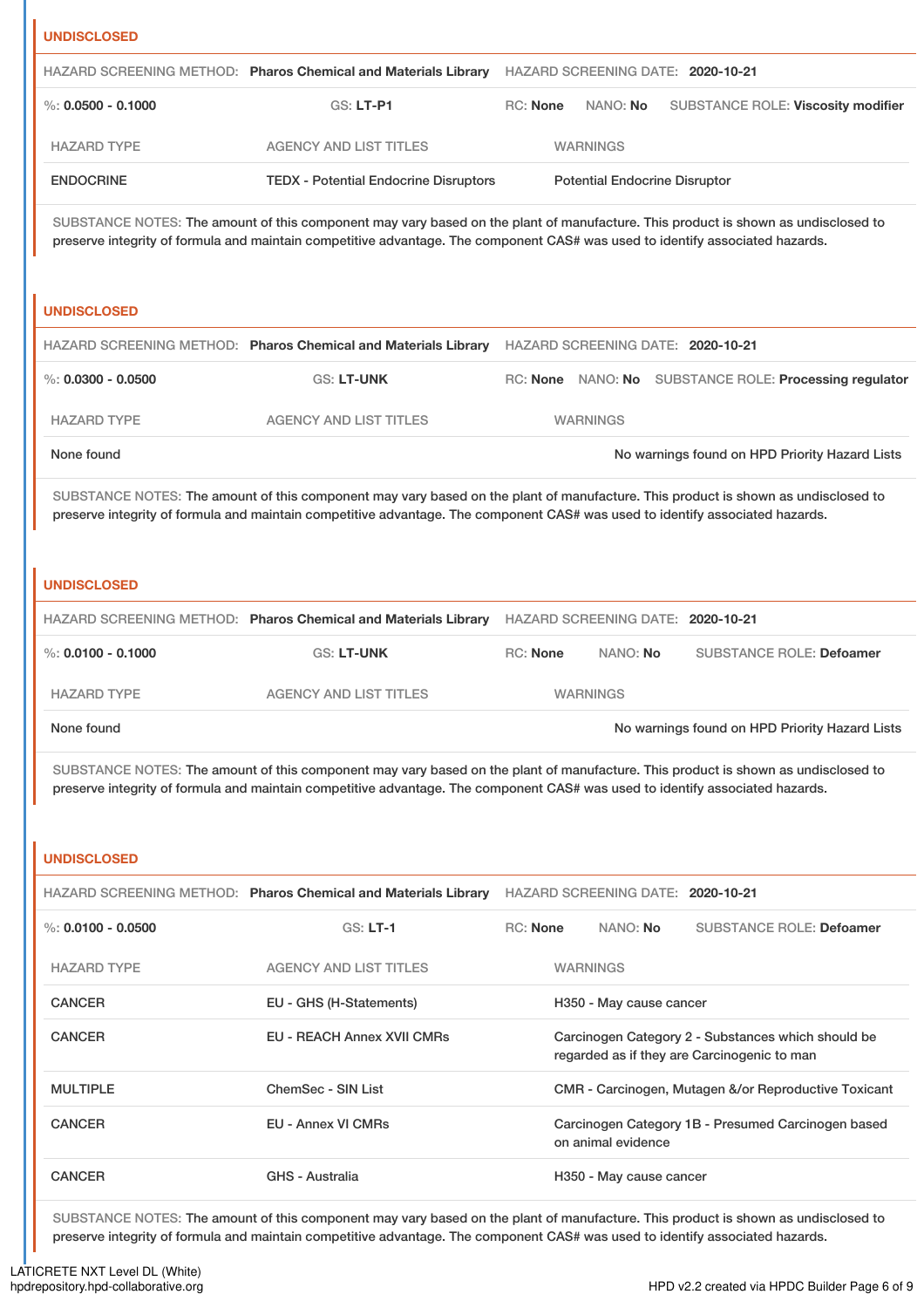## UNDISCLOSED

HAZARD SCREENING METHOD: **Pharos Chemical and Materials Library** HAZARD SCREENING DATE: **2020-10-21**

%: **0.0500 - 0.1000** GS: **LT-P1** RC: **None** NANO: **No** SUBSTANCE ROLE: **Viscosity modifier**

| HAZARD TYPE | AGENCY AND LIST TITLES | WARNINGS |
|---|---|---|
| ENDOCRINE | TEDX - Potential Endocrine Disruptors | Potential Endocrine Disruptor |

SUBSTANCE NOTES: The amount of this component may vary based on the plant of manufacture. This product is shown as undisclosed to preserve integrity of formula and maintain competitive advantage. The component CAS# was used to identify associated hazards.

## UNDISCLOSED

HAZARD SCREENING METHOD: **Pharos Chemical and Materials Library** HAZARD SCREENING DATE: **2020-10-21**

%: **0.0300 - 0.0500** GS: **LT-UNK** RC: **None** NANO: **No** SUBSTANCE ROLE: **Processing regulator**

| HAZARD TYPE | AGENCY AND LIST TITLES | WARNINGS |
|---|---|---|
| None found | | No warnings found on HPD Priority Hazard Lists |

SUBSTANCE NOTES: The amount of this component may vary based on the plant of manufacture. This product is shown as undisclosed to preserve integrity of formula and maintain competitive advantage. The component CAS# was used to identify associated hazards.

## UNDISCLOSED

HAZARD SCREENING METHOD: **Pharos Chemical and Materials Library** HAZARD SCREENING DATE: **2020-10-21**

%: **0.0100 - 0.1000** GS: **LT-UNK** RC: **None** NANO: **No** SUBSTANCE ROLE: **Defoamer**

| HAZARD TYPE | AGENCY AND LIST TITLES | WARNINGS |
|---|---|---|
| None found | | No warnings found on HPD Priority Hazard Lists |

SUBSTANCE NOTES: The amount of this component may vary based on the plant of manufacture. This product is shown as undisclosed to preserve integrity of formula and maintain competitive advantage. The component CAS# was used to identify associated hazards.

## UNDISCLOSED

HAZARD SCREENING METHOD: **Pharos Chemical and Materials Library** HAZARD SCREENING DATE: **2020-10-21**

%: **0.0100 - 0.0500** GS: **LT-1** RC: **None** NANO: **No** SUBSTANCE ROLE: **Defoamer**

| HAZARD TYPE | AGENCY AND LIST TITLES | WARNINGS |
|---|---|---|
| CANCER | EU - GHS (H-Statements) | H350 - May cause cancer |
| CANCER | EU - REACH Annex XVII CMRs | Carcinogen Category 2 - Substances which should be regarded as if they are Carcinogenic to man |
| MULTIPLE | ChemSec - SIN List | CMR - Carcinogen, Mutagen &/or Reproductive Toxicant |
| CANCER | EU - Annex VI CMRs | Carcinogen Category 1B - Presumed Carcinogen based on animal evidence |
| CANCER | GHS - Australia | H350 - May cause cancer |

SUBSTANCE NOTES: The amount of this component may vary based on the plant of manufacture. This product is shown as undisclosed to preserve integrity of formula and maintain competitive advantage. The component CAS# was used to identify associated hazards.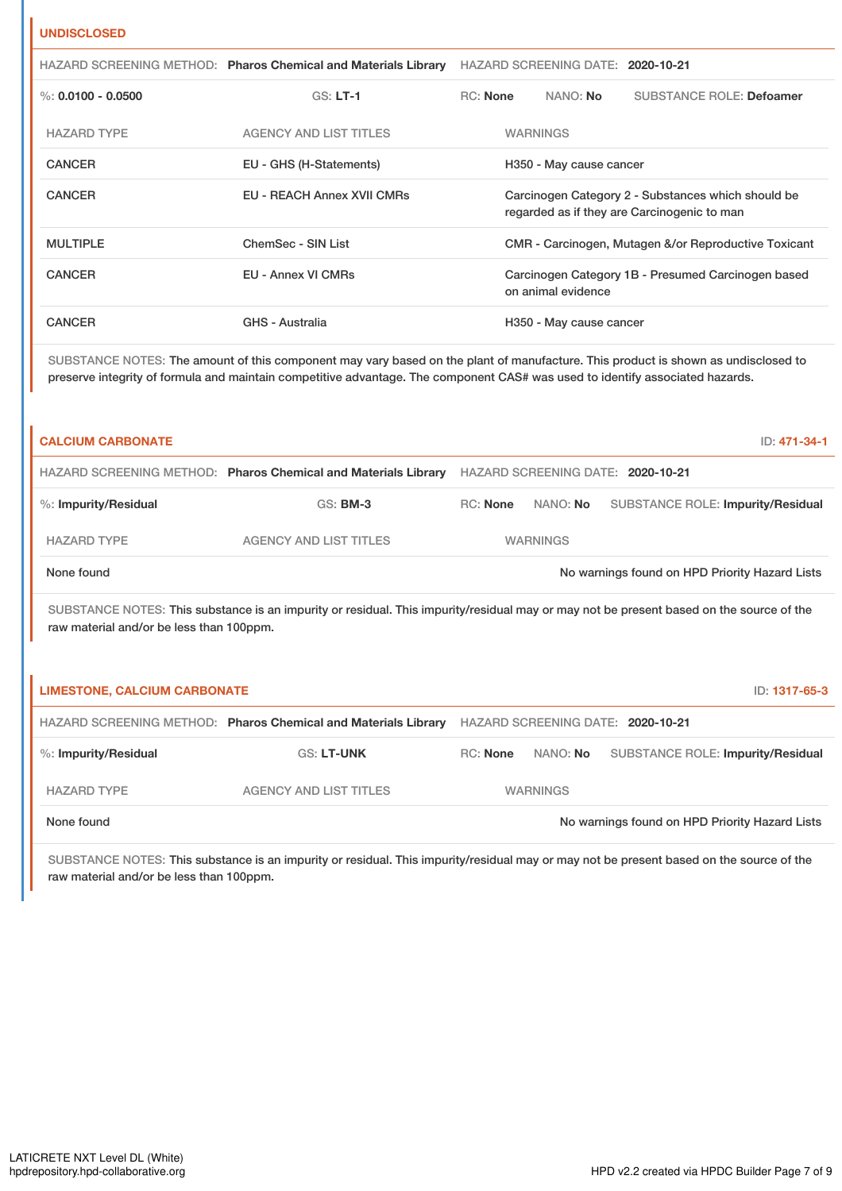## UNDISCLOSED

HAZARD SCREENING METHOD: **Pharos Chemical and Materials Library** HAZARD SCREENING DATE: **2020-10-21**

%: **0.0100 - 0.0500** GS: **LT-1** RC: **None** NANO: **No** SUBSTANCE ROLE: **Defoamer**

| HAZARD TYPE | AGENCY AND LIST TITLES | WARNINGS |
|---|---|---|
| CANCER | EU - GHS (H-Statements) | H350 - May cause cancer |
| CANCER | EU - REACH Annex XVII CMRs | Carcinogen Category 2 - Substances which should be regarded as if they are Carcinogenic to man |
| MULTIPLE | ChemSec - SIN List | CMR - Carcinogen, Mutagen &/or Reproductive Toxicant |
| CANCER | EU - Annex VI CMRs | Carcinogen Category 1B - Presumed Carcinogen based on animal evidence |
| CANCER | GHS - Australia | H350 - May cause cancer |

SUBSTANCE NOTES: The amount of this component may vary based on the plant of manufacture. This product is shown as undisclosed to preserve integrity of formula and maintain competitive advantage. The component CAS# was used to identify associated hazards.

## CALCIUM CARBONATE

ID: 471-34-1

HAZARD SCREENING METHOD: **Pharos Chemical and Materials Library** HAZARD SCREENING DATE: **2020-10-21**

%: **Impurity/Residual** GS: **BM-3** RC: **None** NANO: **No** SUBSTANCE ROLE: **Impurity/Residual**

| HAZARD TYPE | AGENCY AND LIST TITLES | WARNINGS |
|---|---|---|
| None found | | No warnings found on HPD Priority Hazard Lists |

SUBSTANCE NOTES: This substance is an impurity or residual. This impurity/residual may or may not be present based on the source of the raw material and/or be less than 100ppm.

## LIMESTONE, CALCIUM CARBONATE

ID: 1317-65-3

HAZARD SCREENING METHOD: **Pharos Chemical and Materials Library** HAZARD SCREENING DATE: **2020-10-21**

%: **Impurity/Residual** GS: **LT-UNK** RC: **None** NANO: **No** SUBSTANCE ROLE: **Impurity/Residual**

| HAZARD TYPE | AGENCY AND LIST TITLES | WARNINGS |
|---|---|---|
| None found | | No warnings found on HPD Priority Hazard Lists |

SUBSTANCE NOTES: This substance is an impurity or residual. This impurity/residual may or may not be present based on the source of the raw material and/or be less than 100ppm.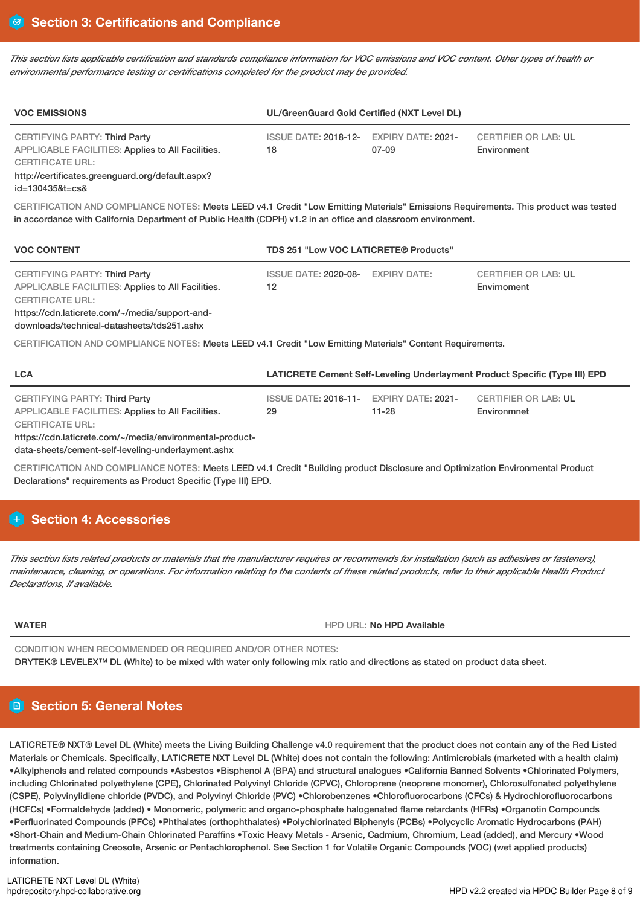## Section 3: Certifications and Compliance

*This section lists applicable certification and standards compliance information for VOC emissions and VOC content. Other types of health or environmental performance testing or certifications completed for the product may be provided.*

| VOC EMISSIONS | UL/GreenGuard Gold Certified (NXT Level DL) | | |
|---|---|---|---|
| CERTIFYING PARTY: Third Party<br>APPLICABLE FACILITIES: Applies to All Facilities.<br>CERTIFICATE URL:<br>http://certificates.greenguard.org/default.aspx?id=130435&t=cs& | ISSUE DATE: 2018-12-18 | EXPIRY DATE: 2021-07-09 | CERTIFIER OR LAB: UL Environment |

CERTIFICATION AND COMPLIANCE NOTES: Meets LEED v4.1 Credit "Low Emitting Materials" Emissions Requirements. This product was tested in accordance with California Department of Public Health (CDPH) v1.2 in an office and classroom environment.

| VOC CONTENT | TDS 251 "Low VOC LATICRETE® Products" | | |
|---|---|---|---|
| CERTIFYING PARTY: Third Party<br>APPLICABLE FACILITIES: Applies to All Facilities.<br>CERTIFICATE URL:<br>https://cdn.laticrete.com/~/media/support-and-downloads/technical-datasheets/tds251.ashx | ISSUE DATE: 2020-08-12 | EXPIRY DATE: | CERTIFIER OR LAB: UL Envirnoment |

CERTIFICATION AND COMPLIANCE NOTES: Meets LEED v4.1 Credit "Low Emitting Materials" Content Requirements.

| LCA | LATICRETE Cement Self-Leveling Underlayment Product Specific (Type III) EPD | | |
|---|---|---|---|
| CERTIFYING PARTY: Third Party<br>APPLICABLE FACILITIES: Applies to All Facilities.<br>CERTIFICATE URL:<br>https://cdn.laticrete.com/~/media/environmental-product-data-sheets/cement-self-leveling-underlayment.ashx | ISSUE DATE: 2016-11-29 | EXPIRY DATE: 2021-11-28 | CERTIFIER OR LAB: UL Environmnet |

CERTIFICATION AND COMPLIANCE NOTES: Meets LEED v4.1 Credit "Building product Disclosure and Optimization Environmental Product Declarations" requirements as Product Specific (Type III) EPD.

## Section 4: Accessories

*This section lists related products or materials that the manufacturer requires or recommends for installation (such as adhesives or fasteners), maintenance, cleaning, or operations. For information relating to the contents of these related products, refer to their applicable Health Product Declarations, if available.*

| WATER | HPD URL: No HPD Available |
|---|---|

CONDITION WHEN RECOMMENDED OR REQUIRED AND/OR OTHER NOTES:
DRYTEK® LEVELEX™ DL (White) to be mixed with water only following mix ratio and directions as stated on product data sheet.

## Section 5: General Notes

LATICRETE® NXT® Level DL (White) meets the Living Building Challenge v4.0 requirement that the product does not contain any of the Red Listed Materials or Chemicals. Specifically, LATICRETE NXT Level DL (White) does not contain the following: Antimicrobials (marketed with a health claim) •Alkylphenols and related compounds •Asbestos •Bisphenol A (BPA) and structural analogues •California Banned Solvents •Chlorinated Polymers, including Chlorinated polyethylene (CPE), Chlorinated Polyvinyl Chloride (CPVC), Chloroprene (neoprene monomer), Chlorosulfonated polyethylene (CSPE), Polyvinylidiene chloride (PVDC), and Polyvinyl Chloride (PVC) •Chlorobenzenes •Chlorofluorocarbons (CFCs) & Hydrochlorofluorocarbons (HCFCs) •Formaldehyde (added) • Monomeric, polymeric and organo-phosphate halogenated flame retardants (HFRs) •Organotin Compounds •Perfluorinated Compounds (PFCs) •Phthalates (orthophthalates) •Polychlorinated Biphenyls (PCBs) •Polycyclic Aromatic Hydrocarbons (PAH) •Short-Chain and Medium-Chain Chlorinated Paraffins •Toxic Heavy Metals - Arsenic, Cadmium, Chromium, Lead (added), and Mercury •Wood treatments containing Creosote, Arsenic or Pentachlorophenol. See Section 1 for Volatile Organic Compounds (VOC) (wet applied products) information.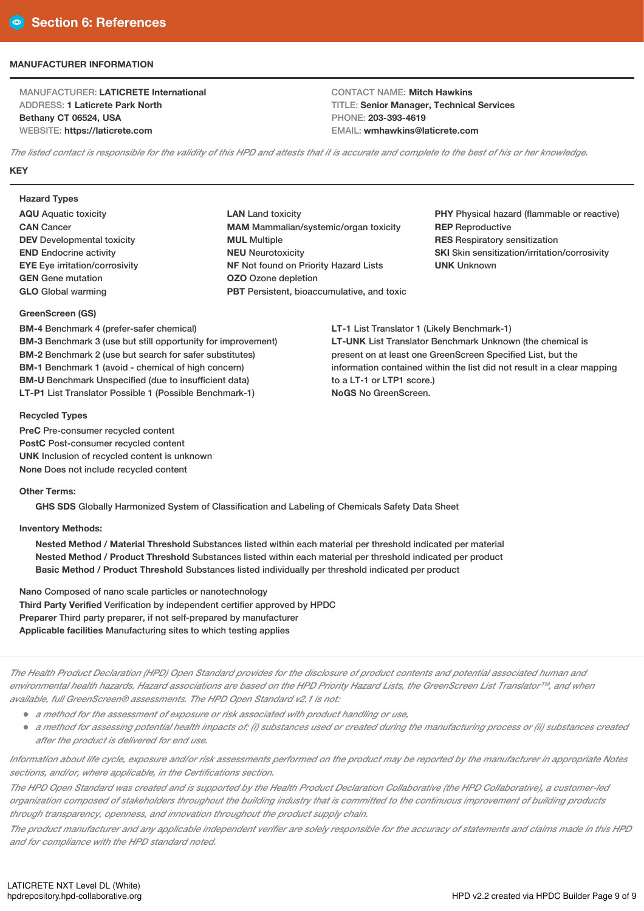## Section 6: References

### MANUFACTURER INFORMATION

MANUFACTURER: **LATICRETE International**
ADDRESS: **1 Laticrete Park North**
**Bethany CT 06524, USA**
WEBSITE: **https://laticrete.com**

CONTACT NAME: **Mitch Hawkins**
TITLE: **Senior Manager, Technical Services**
PHONE: **203-393-4619**
EMAIL: **wmhawkins@laticrete.com**

*The listed contact is responsible for the validity of this HPD and attests that it is accurate and complete to the best of his or her knowledge.*

### KEY

**Hazard Types**

**AQU** Aquatic toxicity
**CAN** Cancer
**DEV** Developmental toxicity
**END** Endocrine activity
**EYE** Eye irritation/corrosivity
**GEN** Gene mutation
**GLO** Global warming
**LAN** Land toxicity
**MAM** Mammalian/systemic/organ toxicity
**MUL** Multiple
**NEU** Neurotoxicity
**NF** Not found on Priority Hazard Lists
**OZO** Ozone depletion
**PBT** Persistent, bioaccumulative, and toxic
**PHY** Physical hazard (flammable or reactive)
**REP** Reproductive
**RES** Respiratory sensitization
**SKI** Skin sensitization/irritation/corrosivity
**UNK** Unknown

**GreenScreen (GS)**

**BM-4** Benchmark 4 (prefer-safer chemical)
**BM-3** Benchmark 3 (use but still opportunity for improvement)
**BM-2** Benchmark 2 (use but search for safer substitutes)
**BM-1** Benchmark 1 (avoid - chemical of high concern)
**BM-U** Benchmark Unspecified (due to insufficient data)
**LT-P1** List Translator Possible 1 (Possible Benchmark-1)
**LT-1** List Translator 1 (Likely Benchmark-1)
**LT-UNK** List Translator Benchmark Unknown (the chemical is present on at least one GreenScreen Specified List, but the information contained within the list did not result in a clear mapping to a LT-1 or LTP1 score.)
**NoGS** No GreenScreen.

**Recycled Types**

**PreC** Pre-consumer recycled content
**PostC** Post-consumer recycled content
**UNK** Inclusion of recycled content is unknown
**None** Does not include recycled content

**Other Terms:**

**GHS SDS** Globally Harmonized System of Classification and Labeling of Chemicals Safety Data Sheet

**Inventory Methods:**

**Nested Method / Material Threshold** Substances listed within each material per threshold indicated per material
**Nested Method / Product Threshold** Substances listed within each material per threshold indicated per product
**Basic Method / Product Threshold** Substances listed individually per threshold indicated per product

**Nano** Composed of nano scale particles or nanotechnology
**Third Party Verified** Verification by independent certifier approved by HPDC
**Preparer** Third party preparer, if not self-prepared by manufacturer
**Applicable facilities** Manufacturing sites to which testing applies

*The Health Product Declaration (HPD) Open Standard provides for the disclosure of product contents and potential associated human and environmental health hazards. Hazard associations are based on the HPD Priority Hazard Lists, the GreenScreen List Translator™, and when available, full GreenScreen® assessments. The HPD Open Standard v2.1 is not:*

- *a method for the assessment of exposure or risk associated with product handling or use,*
- *a method for assessing potential health impacts of: (i) substances used or created during the manufacturing process or (ii) substances created after the product is delivered for end use.*

*Information about life cycle, exposure and/or risk assessments performed on the product may be reported by the manufacturer in appropriate Notes sections, and/or, where applicable, in the Certifications section.*

*The HPD Open Standard was created and is supported by the Health Product Declaration Collaborative (the HPD Collaborative), a customer-led organization composed of stakeholders throughout the building industry that is committed to the continuous improvement of building products through transparency, openness, and innovation throughout the product supply chain.*

*The product manufacturer and any applicable independent verifier are solely responsible for the accuracy of statements and claims made in this HPD and for compliance with the HPD standard noted.*